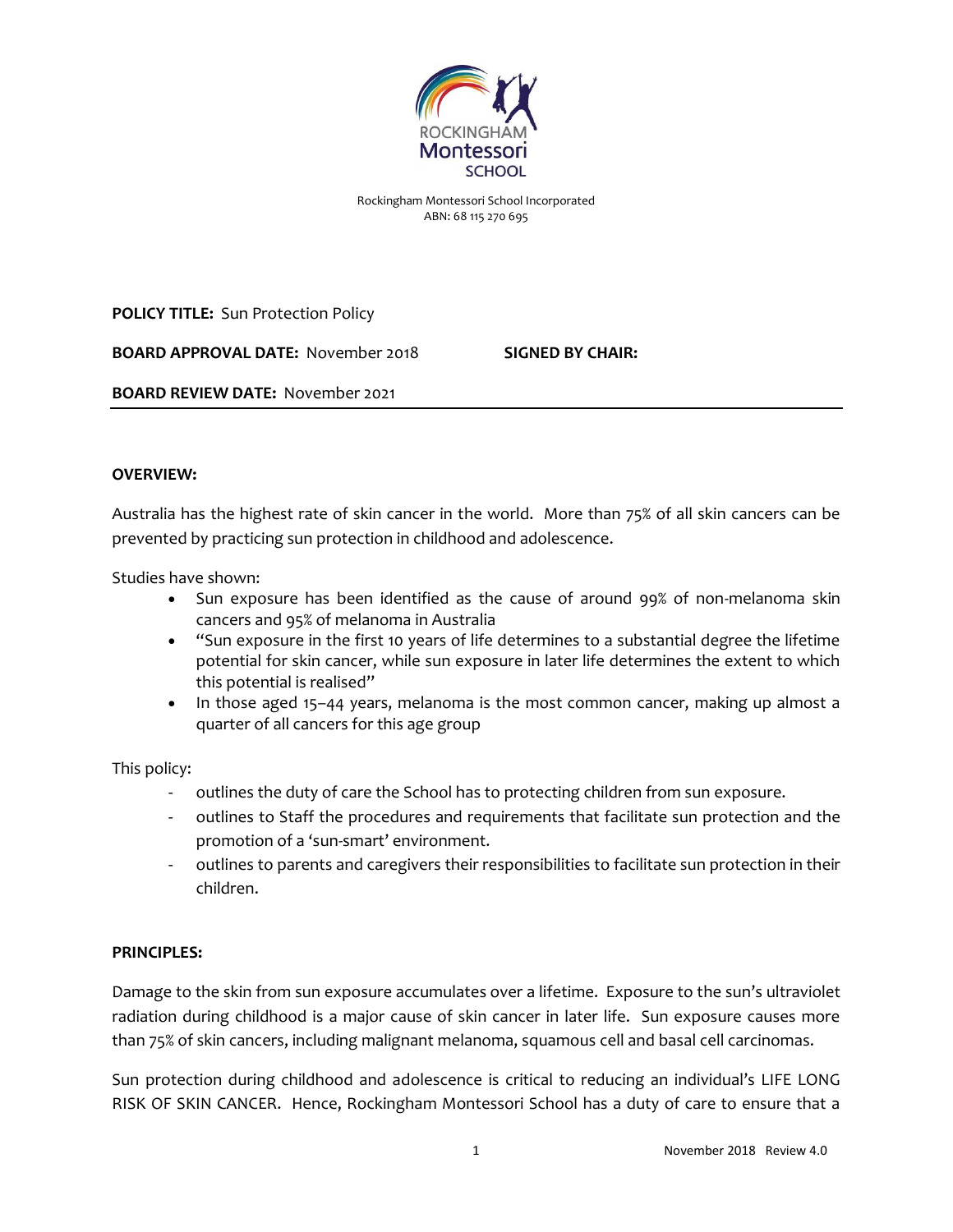ROCKINGHAM Montessori SCHOOL

Rockingham Montessori School Incorporated
ABN: 68 115 270 695

**POLICY TITLE:** Sun Protection Policy

**BOARD APPROVAL DATE:** November 2018 **SIGNED BY CHAIR:**

**BOARD REVIEW DATE:** November 2021

---

**OVERVIEW:**

Australia has the highest rate of skin cancer in the world. More than 75% of all skin cancers can be prevented by practicing sun protection in childhood and adolescence.

Studies have shown:

- Sun exposure has been identified as the cause of around 99% of non-melanoma skin cancers and 95% of melanoma in Australia
- "Sun exposure in the first 10 years of life determines to a substantial degree the lifetime potential for skin cancer, while sun exposure in later life determines the extent to which this potential is realised"
- In those aged 15–44 years, melanoma is the most common cancer, making up almost a quarter of all cancers for this age group

This policy:

- outlines the duty of care the School has to protecting children from sun exposure.
- outlines to Staff the procedures and requirements that facilitate sun protection and the promotion of a 'sun-smart' environment.
- outlines to parents and caregivers their responsibilities to facilitate sun protection in their children.

**PRINCIPLES:**

Damage to the skin from sun exposure accumulates over a lifetime. Exposure to the sun's ultraviolet radiation during childhood is a major cause of skin cancer in later life. Sun exposure causes more than 75% of skin cancers, including malignant melanoma, squamous cell and basal cell carcinomas.

Sun protection during childhood and adolescence is critical to reducing an individual's LIFE LONG RISK OF SKIN CANCER. Hence, Rockingham Montessori School has a duty of care to ensure that a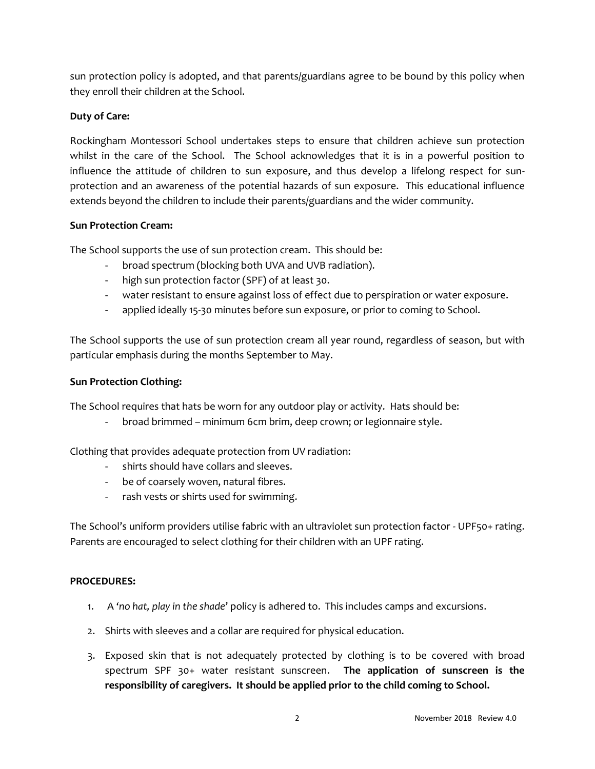sun protection policy is adopted, and that parents/guardians agree to be bound by this policy when they enroll their children at the School.

**Duty of Care:**

Rockingham Montessori School undertakes steps to ensure that children achieve sun protection whilst in the care of the School. The School acknowledges that it is in a powerful position to influence the attitude of children to sun exposure, and thus develop a lifelong respect for sun-protection and an awareness of the potential hazards of sun exposure. This educational influence extends beyond the children to include their parents/guardians and the wider community.

**Sun Protection Cream:**

The School supports the use of sun protection cream. This should be:

- broad spectrum (blocking both UVA and UVB radiation).
- high sun protection factor (SPF) of at least 30.
- water resistant to ensure against loss of effect due to perspiration or water exposure.
- applied ideally 15-30 minutes before sun exposure, or prior to coming to School.

The School supports the use of sun protection cream all year round, regardless of season, but with particular emphasis during the months September to May.

**Sun Protection Clothing:**

The School requires that hats be worn for any outdoor play or activity. Hats should be:

- broad brimmed – minimum 6cm brim, deep crown; or legionnaire style.

Clothing that provides adequate protection from UV radiation:

- shirts should have collars and sleeves.
- be of coarsely woven, natural fibres.
- rash vests or shirts used for swimming.

The School's uniform providers utilise fabric with an ultraviolet sun protection factor - UPF50+ rating. Parents are encouraged to select clothing for their children with an UPF rating.

**PROCEDURES:**

1. A '*no hat, play in the shade*' policy is adhered to. This includes camps and excursions.
2. Shirts with sleeves and a collar are required for physical education.
3. Exposed skin that is not adequately protected by clothing is to be covered with broad spectrum SPF 30+ water resistant sunscreen. **The application of sunscreen is the responsibility of caregivers. It should be applied prior to the child coming to School.**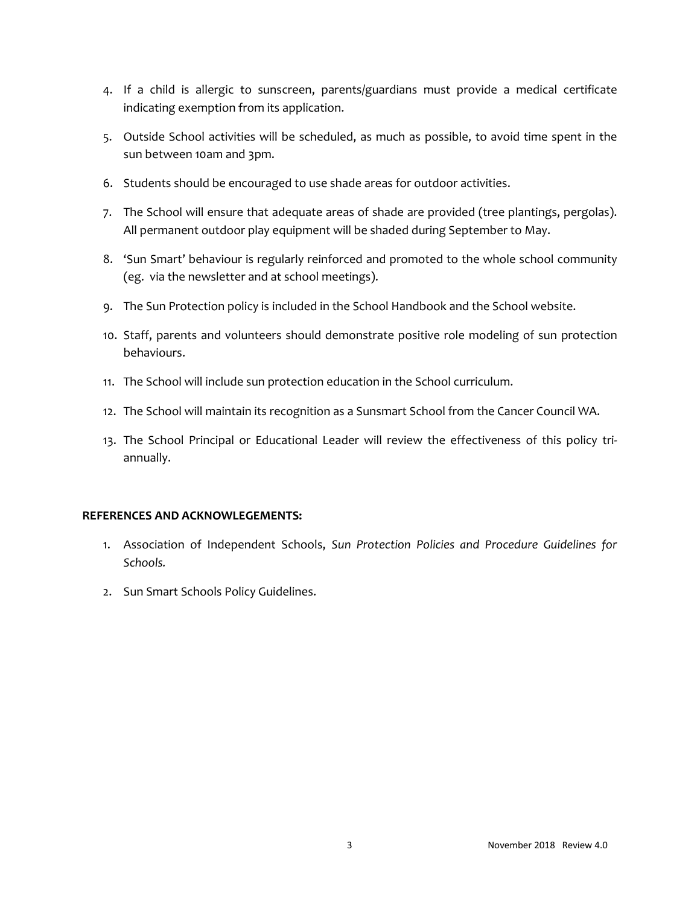4. If a child is allergic to sunscreen, parents/guardians must provide a medical certificate indicating exemption from its application.

5. Outside School activities will be scheduled, as much as possible, to avoid time spent in the sun between 10am and 3pm.

6. Students should be encouraged to use shade areas for outdoor activities.

7. The School will ensure that adequate areas of shade are provided (tree plantings, pergolas). All permanent outdoor play equipment will be shaded during September to May.

8. 'Sun Smart' behaviour is regularly reinforced and promoted to the whole school community (eg. via the newsletter and at school meetings).

9. The Sun Protection policy is included in the School Handbook and the School website.

10. Staff, parents and volunteers should demonstrate positive role modeling of sun protection behaviours.

11. The School will include sun protection education in the School curriculum.

12. The School will maintain its recognition as a Sunsmart School from the Cancer Council WA.

13. The School Principal or Educational Leader will review the effectiveness of this policy tri-annually.

**REFERENCES AND ACKNOWLEGEMENTS:**

1. Association of Independent Schools, *Sun Protection Policies and Procedure Guidelines for Schools.*

2. Sun Smart Schools Policy Guidelines.